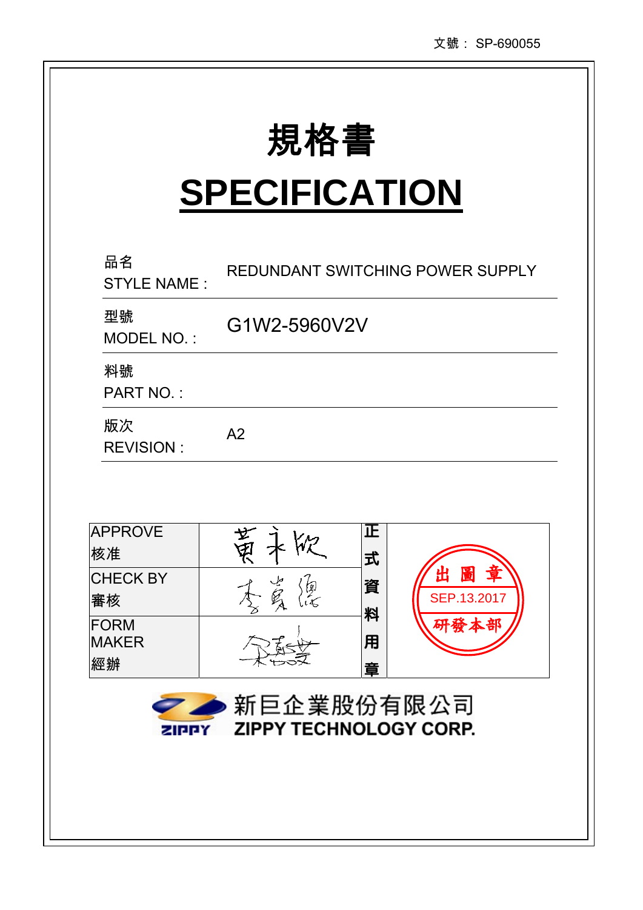文號： SP-690055

# 規格書

# SPECIFICATION

| | |
|---|---|
| 品名<br>STYLE NAME : | REDUNDANT SWITCHING POWER SUPPLY |
| 型號<br>MODEL NO. : | G1W2-5960V2V |
| 料號<br>PART NO. : | |
| 版次<br>REVISION : | A2 |

| | | | |
|---|---|---|---|
| APPROVE<br>核准 | 黃永欣 | 正式資料用章 | 出圖章<br>SEP.13.2017<br>研發本部 |
| CHECK BY<br>審核 | 李貴緣 | | |
| FORM MAKER<br>經辦 | 余嘉雯 | | |

新巨企業股份有限公司

ZIPPY TECHNOLOGY CORP.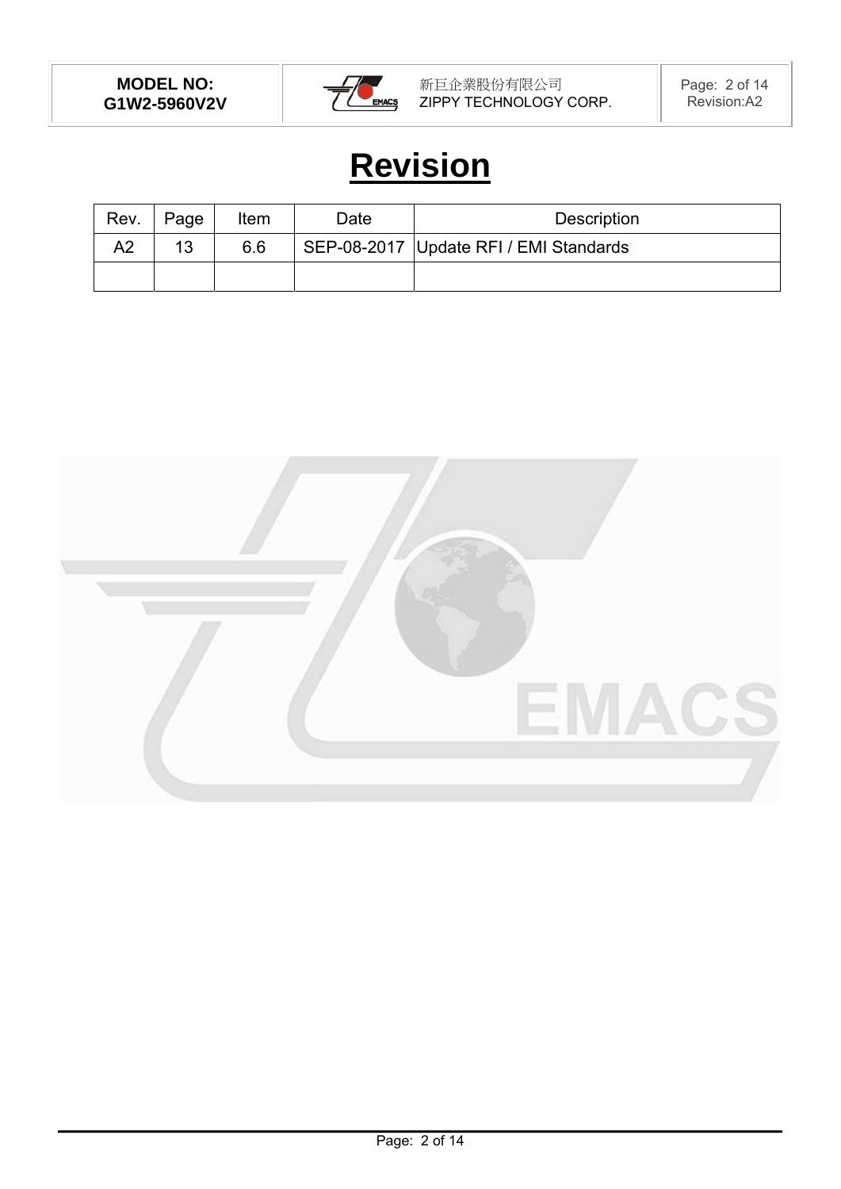# Revision

| Rev. | Page | Item | Date | Description |
|---|---|---|---|---|
| A2 | 13 | 6.6 | SEP-08-2017 | Update RFI / EMI Standards |
| | | | | |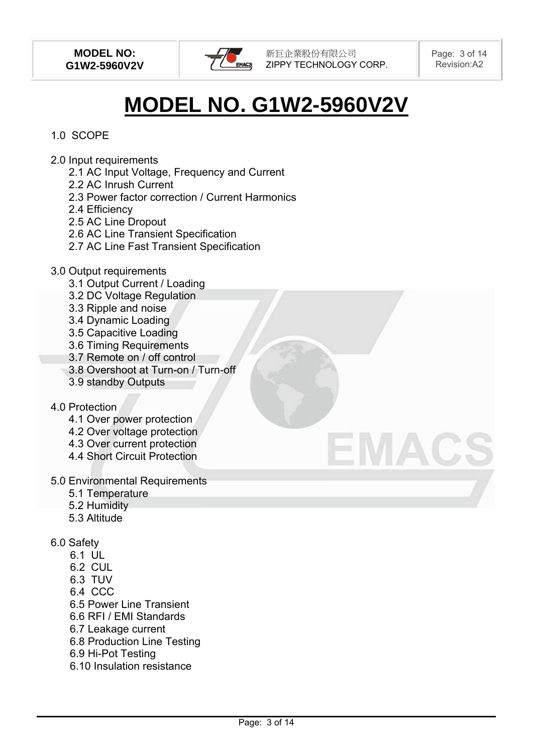# MODEL NO. G1W2-5960V2V

1.0 SCOPE

2.0 Input requirements
- 2.1 AC Input Voltage, Frequency and Current
- 2.2 AC Inrush Current
- 2.3 Power factor correction / Current Harmonics
- 2.4 Efficiency
- 2.5 AC Line Dropout
- 2.6 AC Line Transient Specification
- 2.7 AC Line Fast Transient Specification

3.0 Output requirements
- 3.1 Output Current / Loading
- 3.2 DC Voltage Regulation
- 3.3 Ripple and noise
- 3.4 Dynamic Loading
- 3.5 Capacitive Loading
- 3.6 Timing Requirements
- 3.7 Remote on / off control
- 3.8 Overshoot at Turn-on / Turn-off
- 3.9 standby Outputs

4.0 Protection
- 4.1 Over power protection
- 4.2 Over voltage protection
- 4.3 Over current protection
- 4.4 Short Circuit Protection

5.0 Environmental Requirements
- 5.1 Temperature
- 5.2 Humidity
- 5.3 Altitude

6.0 Safety
- 6.1 UL
- 6.2 CUL
- 6.3 TUV
- 6.4 CCC
- 6.5 Power Line Transient
- 6.6 RFI / EMI Standards
- 6.7 Leakage current
- 6.8 Production Line Testing
- 6.9 Hi-Pot Testing
- 6.10 Insulation resistance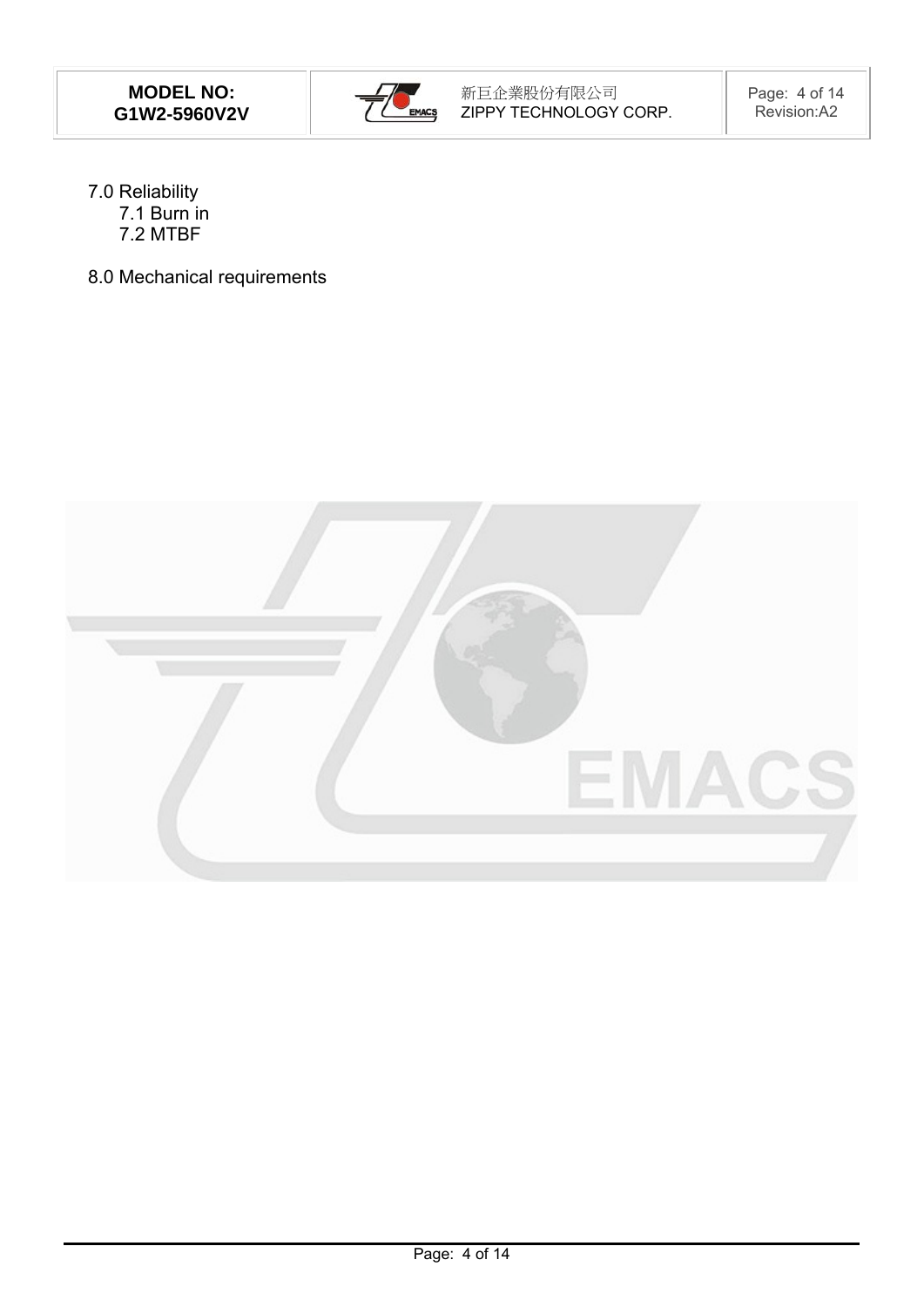## 7.0 Reliability

### 7.1 Burn in

### 7.2 MTBF

## 8.0 Mechanical requirements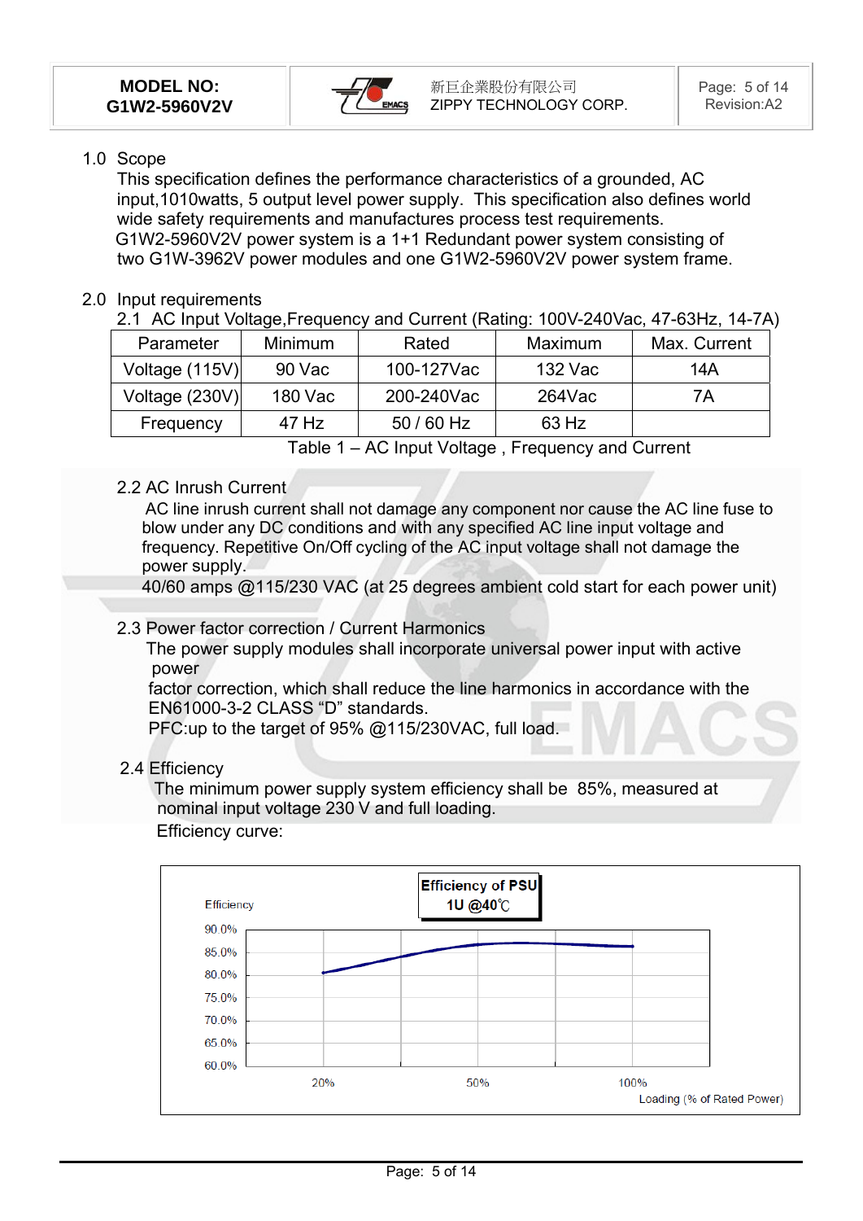## 1.0 Scope

This specification defines the performance characteristics of a grounded, AC input,1010watts, 5 output level power supply. This specification also defines world wide safety requirements and manufactures process test requirements. G1W2-5960V2V power system is a 1+1 Redundant power system consisting of two G1W-3962V power modules and one G1W2-5960V2V power system frame.

## 2.0 Input requirements

### 2.1 AC Input Voltage,Frequency and Current (Rating: 100V-240Vac, 47-63Hz, 14-7A)

| Parameter | Minimum | Rated | Maximum | Max. Current |
|---|---|---|---|---|
| Voltage (115V) | 90 Vac | 100-127Vac | 132 Vac | 14A |
| Voltage (230V) | 180 Vac | 200-240Vac | 264Vac | 7A |
| Frequency | 47 Hz | 50 / 60 Hz | 63 Hz | |

Table 1 – AC Input Voltage , Frequency and Current

### 2.2 AC Inrush Current

AC line inrush current shall not damage any component nor cause the AC line fuse to blow under any DC conditions and with any specified AC line input voltage and frequency. Repetitive On/Off cycling of the AC input voltage shall not damage the power supply.

40/60 amps @115/230 VAC (at 25 degrees ambient cold start for each power unit)

### 2.3 Power factor correction / Current Harmonics

The power supply modules shall incorporate universal power input with active power factor correction, which shall reduce the line harmonics in accordance with the EN61000-3-2 CLASS “D” standards.

PFC:up to the target of 95% @115/230VAC, full load.

### 2.4 Efficiency

The minimum power supply system efficiency shall be 85%, measured at nominal input voltage 230 V and full loading.

Efficiency curve:

Efficiency of PSU 1U @40℃

Efficiency: 90.0%, 85.0%, 80.0%, 75.0%, 70.0%, 65.0%, 60.0%

Loading (% of Rated Power): 20%, 50%, 100%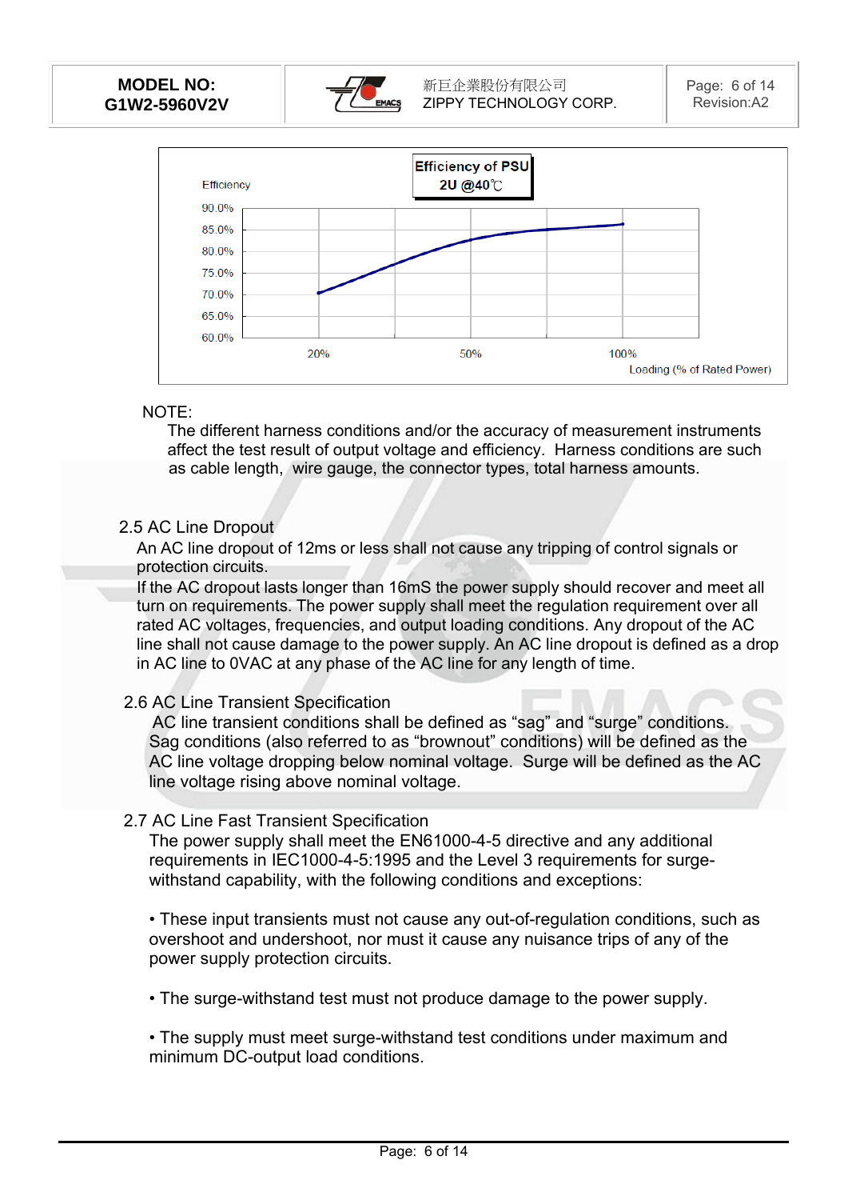Efficiency of PSU
2U @40℃

Efficiency

90.0%
85.0%
80.0%
75.0%
70.0%
65.0%
60.0%

20% 50% 100%

Loading (% of Rated Power)

NOTE:

The different harness conditions and/or the accuracy of measurement instruments affect the test result of output voltage and efficiency. Harness conditions are such as cable length, wire gauge, the connector types, total harness amounts.

## 2.5 AC Line Dropout

An AC line dropout of 12ms or less shall not cause any tripping of control signals or protection circuits.

If the AC dropout lasts longer than 16mS the power supply should recover and meet all turn on requirements. The power supply shall meet the regulation requirement over all rated AC voltages, frequencies, and output loading conditions. Any dropout of the AC line shall not cause damage to the power supply. An AC line dropout is defined as a drop in AC line to 0VAC at any phase of the AC line for any length of time.

## 2.6 AC Line Transient Specification

AC line transient conditions shall be defined as “sag” and “surge” conditions. Sag conditions (also referred to as “brownout” conditions) will be defined as the AC line voltage dropping below nominal voltage. Surge will be defined as the AC line voltage rising above nominal voltage.

## 2.7 AC Line Fast Transient Specification

The power supply shall meet the EN61000-4-5 directive and any additional requirements in IEC1000-4-5:1995 and the Level 3 requirements for surge-withstand capability, with the following conditions and exceptions:

- These input transients must not cause any out-of-regulation conditions, such as overshoot and undershoot, nor must it cause any nuisance trips of any of the power supply protection circuits.

- The surge-withstand test must not produce damage to the power supply.

- The supply must meet surge-withstand test conditions under maximum and minimum DC-output load conditions.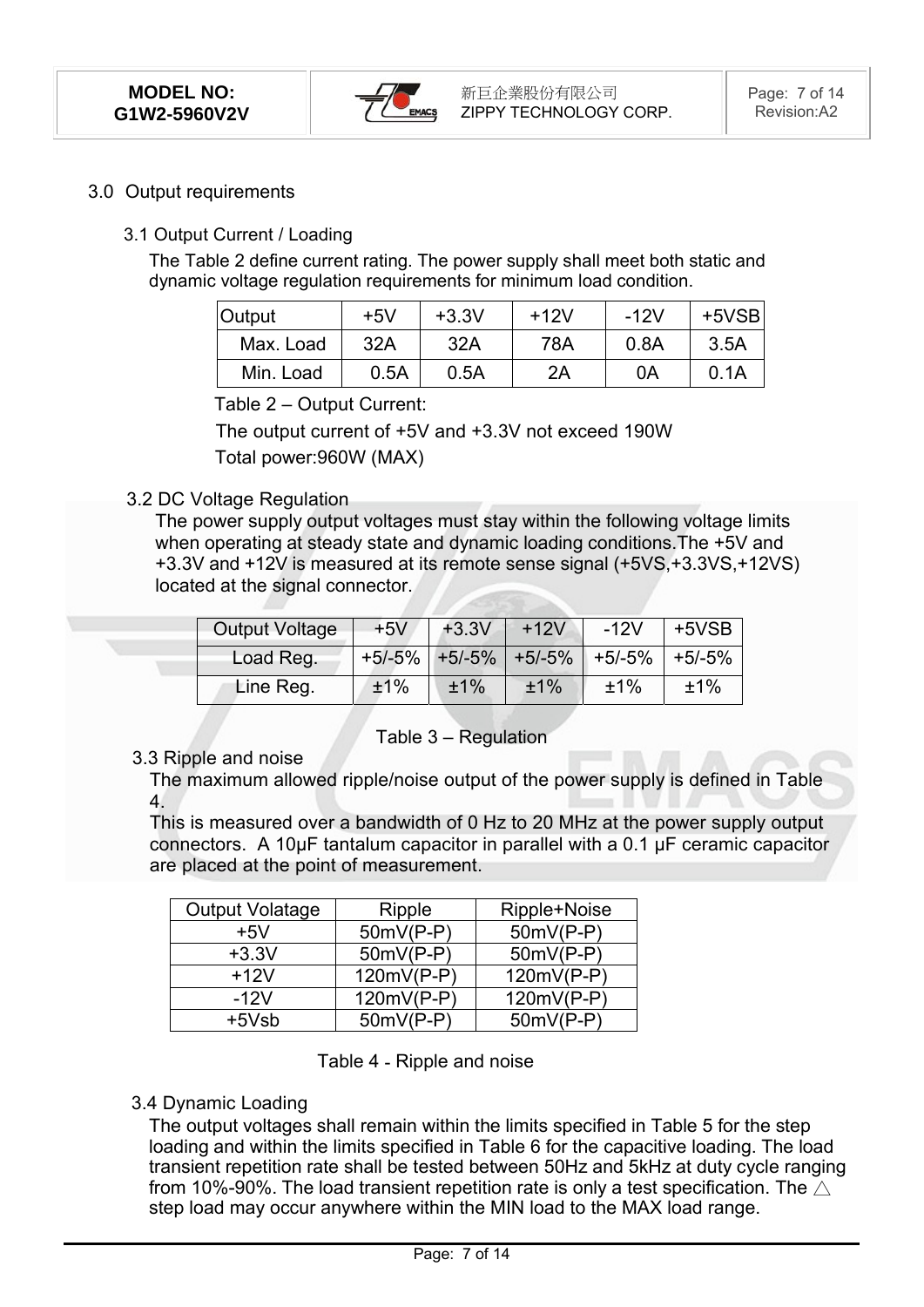## 3.0 Output requirements

### 3.1 Output Current / Loading

The Table 2 define current rating. The power supply shall meet both static and dynamic voltage regulation requirements for minimum load condition.

| Output | +5V | +3.3V | +12V | -12V | +5VSB |
|---|---|---|---|---|---|
| Max. Load | 32A | 32A | 78A | 0.8A | 3.5A |
| Min. Load | 0.5A | 0.5A | 2A | 0A | 0.1A |

Table 2 – Output Current:

The output current of +5V and +3.3V not exceed 190W

Total power:960W (MAX)

### 3.2 DC Voltage Regulation

The power supply output voltages must stay within the following voltage limits when operating at steady state and dynamic loading conditions.The +5V and +3.3V and +12V is measured at its remote sense signal (+5VS,+3.3VS,+12VS) located at the signal connector.

| Output Voltage | +5V | +3.3V | +12V | -12V | +5VSB |
|---|---|---|---|---|---|
| Load Reg. | +5/-5% | +5/-5% | +5/-5% | +5/-5% | +5/-5% |
| Line Reg. | ±1% | ±1% | ±1% | ±1% | ±1% |

Table 3 – Regulation

### 3.3 Ripple and noise

The maximum allowed ripple/noise output of the power supply is defined in Table 4.

This is measured over a bandwidth of 0 Hz to 20 MHz at the power supply output connectors. A 10μF tantalum capacitor in parallel with a 0.1 μF ceramic capacitor are placed at the point of measurement.

| Output Volatage | Ripple | Ripple+Noise |
|---|---|---|
| +5V | 50mV(P-P) | 50mV(P-P) |
| +3.3V | 50mV(P-P) | 50mV(P-P) |
| +12V | 120mV(P-P) | 120mV(P-P) |
| -12V | 120mV(P-P) | 120mV(P-P) |
| +5Vsb | 50mV(P-P) | 50mV(P-P) |

Table 4 - Ripple and noise

### 3.4 Dynamic Loading

The output voltages shall remain within the limits specified in Table 5 for the step loading and within the limits specified in Table 6 for the capacitive loading. The load transient repetition rate shall be tested between 50Hz and 5kHz at duty cycle ranging from 10%-90%. The load transient repetition rate is only a test specification. The △ step load may occur anywhere within the MIN load to the MAX load range.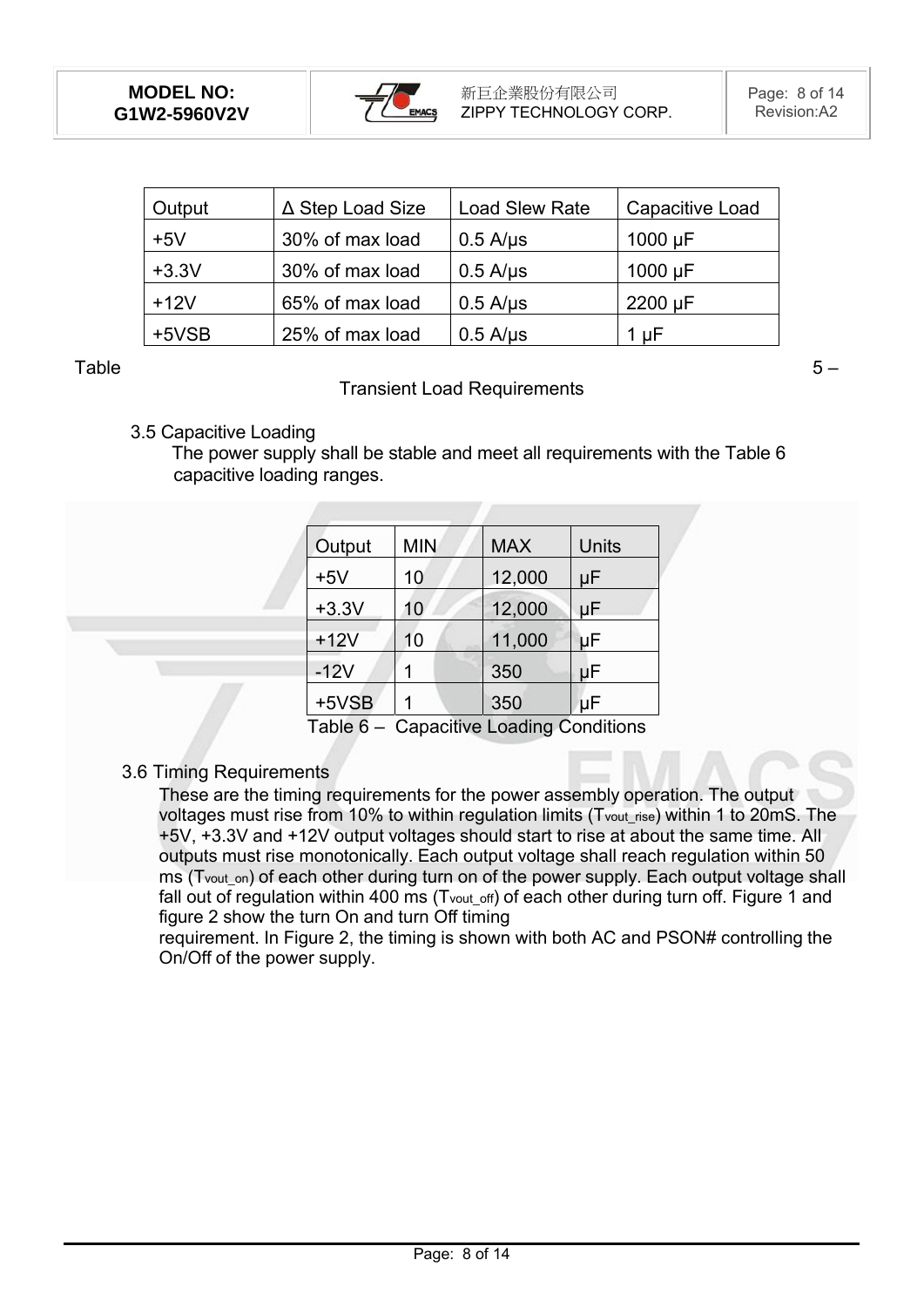| Output | Δ Step Load Size | Load Slew Rate | Capacitive Load |
|---|---|---|---|
| +5V | 30% of max load | 0.5 A/μs | 1000 μF |
| +3.3V | 30% of max load | 0.5 A/μs | 1000 μF |
| +12V | 65% of max load | 0.5 A/μs | 2200 μF |
| +5VSB | 25% of max load | 0.5 A/μs | 1 μF |

Table 5 – Transient Load Requirements

### 3.5 Capacitive Loading

The power supply shall be stable and meet all requirements with the Table 6 capacitive loading ranges.

| Output | MIN | MAX | Units |
|---|---|---|---|
| +5V | 10 | 12,000 | μF |
| +3.3V | 10 | 12,000 | μF |
| +12V | 10 | 11,000 | μF |
| -12V | 1 | 350 | μF |
| +5VSB | 1 | 350 | μF |

Table 6 – Capacitive Loading Conditions

### 3.6 Timing Requirements

These are the timing requirements for the power assembly operation. The output voltages must rise from 10% to within regulation limits ($T_{vout\_rise}$) within 1 to 20mS. The +5V, +3.3V and +12V output voltages should start to rise at about the same time. All outputs must rise monotonically. Each output voltage shall reach regulation within 50 ms ($T_{vout\_on}$) of each other during turn on of the power supply. Each output voltage shall fall out of regulation within 400 ms ($T_{vout\_off}$) of each other during turn off. Figure 1 and figure 2 show the turn On and turn Off timing requirement. In Figure 2, the timing is shown with both AC and PSON# controlling the On/Off of the power supply.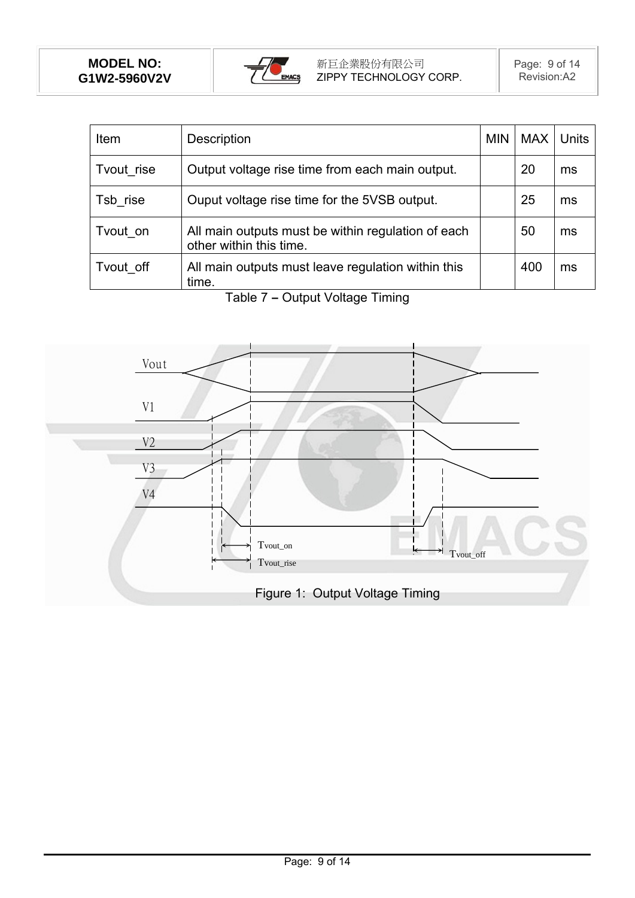| Item | Description | MIN | MAX | Units |
|---|---|---|---|---|
| Tvout_rise | Output voltage rise time from each main output. | | 20 | ms |
| Tsb_rise | Ouput voltage rise time for the 5VSB output. | | 25 | ms |
| Tvout_on | All main outputs must be within regulation of each other within this time. | | 50 | ms |
| Tvout_off | All main outputs must leave regulation within this time. | | 400 | ms |

Table 7 – Output Voltage Timing

Figure 1: Output Voltage Timing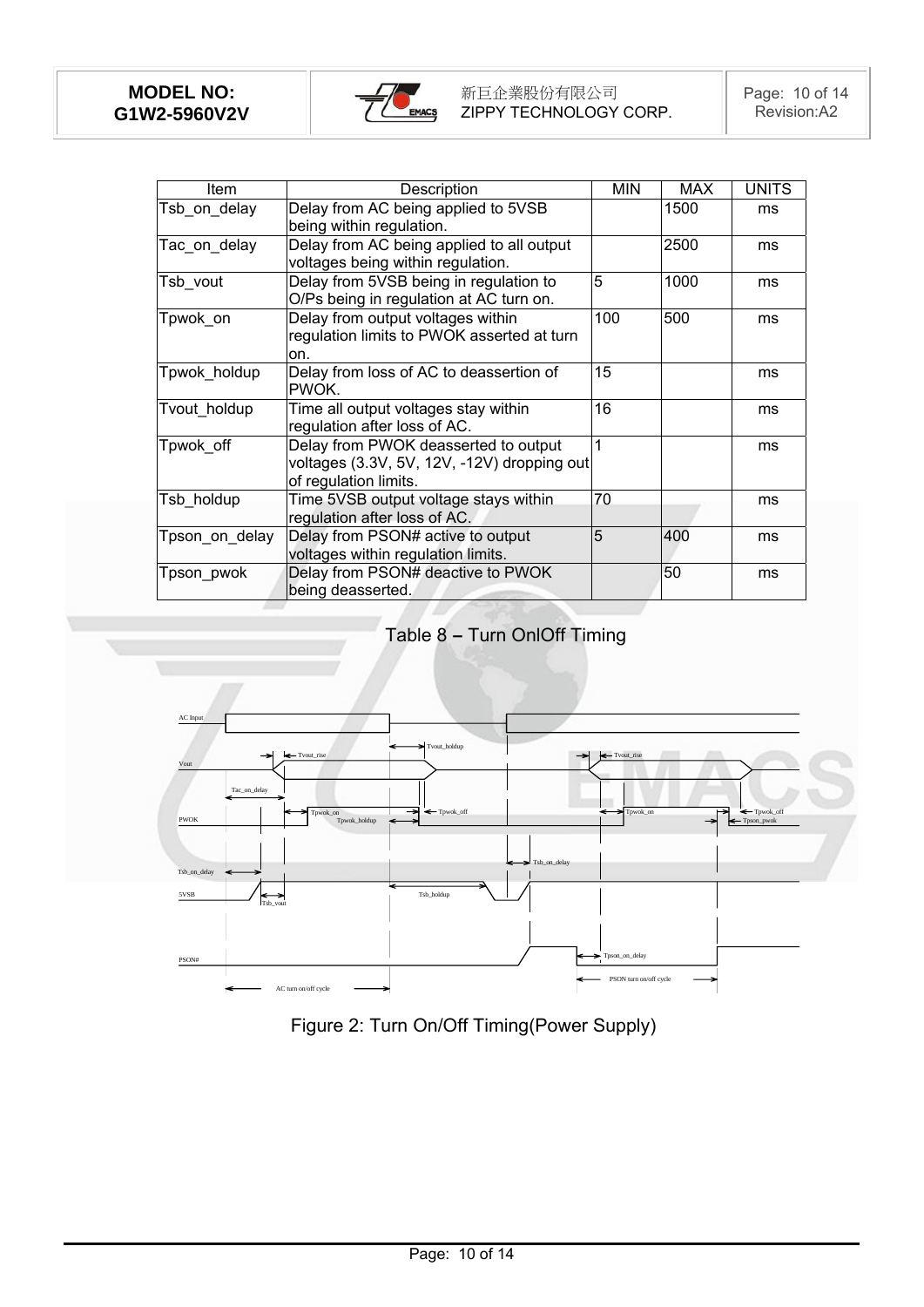| Item | Description | MIN | MAX | UNITS |
|---|---|---|---|---|
| Tsb_on_delay | Delay from AC being applied to 5VSB being within regulation. | | 1500 | ms |
| Tac_on_delay | Delay from AC being applied to all output voltages being within regulation. | | 2500 | ms |
| Tsb_vout | Delay from 5VSB being in regulation to O/Ps being in regulation at AC turn on. | 5 | 1000 | ms |
| Tpwok_on | Delay from output voltages within regulation limits to PWOK asserted at turn on. | 100 | 500 | ms |
| Tpwok_holdup | Delay from loss of AC to deassertion of PWOK. | 15 | | ms |
| Tvout_holdup | Time all output voltages stay within regulation after loss of AC. | 16 | | ms |
| Tpwok_off | Delay from PWOK deasserted to output voltages (3.3V, 5V, 12V, -12V) dropping out of regulation limits. | 1 | | ms |
| Tsb_holdup | Time 5VSB output voltage stays within regulation after loss of AC. | 70 | | ms |
| Tpson_on_delay | Delay from PSON# active to output voltages within regulation limits. | 5 | 400 | ms |
| Tpson_pwok | Delay from PSON# deactive to PWOK being deasserted. | | 50 | ms |

Table 8 – Turn OnlOff Timing

Figure 2: Turn On/Off Timing(Power Supply)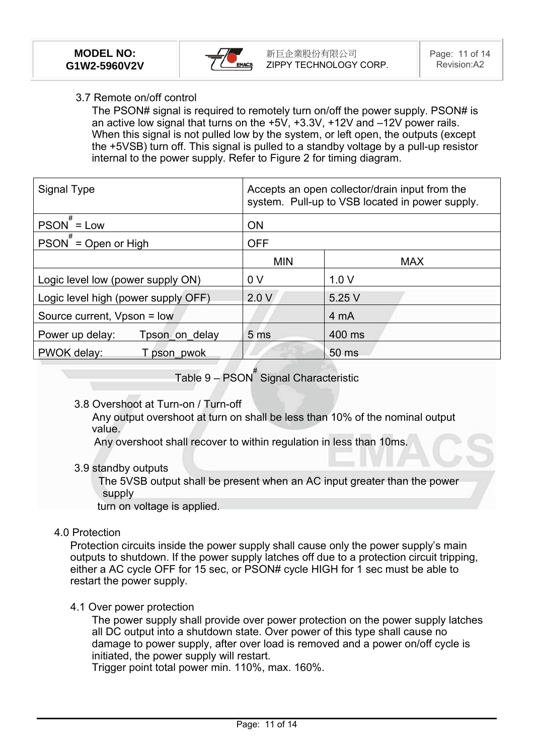### 3.7 Remote on/off control

The PSON# signal is required to remotely turn on/off the power supply. PSON# is an active low signal that turns on the +5V, +3.3V, +12V and –12V power rails. When this signal is not pulled low by the system, or left open, the outputs (except the +5VSB) turn off. This signal is pulled to a standby voltage by a pull-up resistor internal to the power supply. Refer to Figure 2 for timing diagram.

| Signal Type | Accepts an open collector/drain input from the system. Pull-up to VSB located in power supply. | |
|---|---|---|
| PSON# = Low | ON | |
| PSON# = Open or High | OFF | |
| | MIN | MAX |
| Logic level low (power supply ON) | 0 V | 1.0 V |
| Logic level high (power supply OFF) | 2.0 V | 5.25 V |
| Source current, Vpson = low | | 4 mA |
| Power up delay: Tpson_on_delay | 5 ms | 400 ms |
| PWOK delay: T pson_pwok | | 50 ms |

Table 9 – PSON# Signal Characteristic

### 3.8 Overshoot at Turn-on / Turn-off

Any output overshoot at turn on shall be less than 10% of the nominal output value.

Any overshoot shall recover to within regulation in less than 10ms.

### 3.9 standby outputs

The 5VSB output shall be present when an AC input greater than the power supply turn on voltage is applied.

## 4.0 Protection

Protection circuits inside the power supply shall cause only the power supply's main outputs to shutdown. If the power supply latches off due to a protection circuit tripping, either a AC cycle OFF for 15 sec, or PSON# cycle HIGH for 1 sec must be able to restart the power supply.

### 4.1 Over power protection

The power supply shall provide over power protection on the power supply latches all DC output into a shutdown state. Over power of this type shall cause no damage to power supply, after over load is removed and a power on/off cycle is initiated, the power supply will restart.

Trigger point total power min. 110%, max. 160%.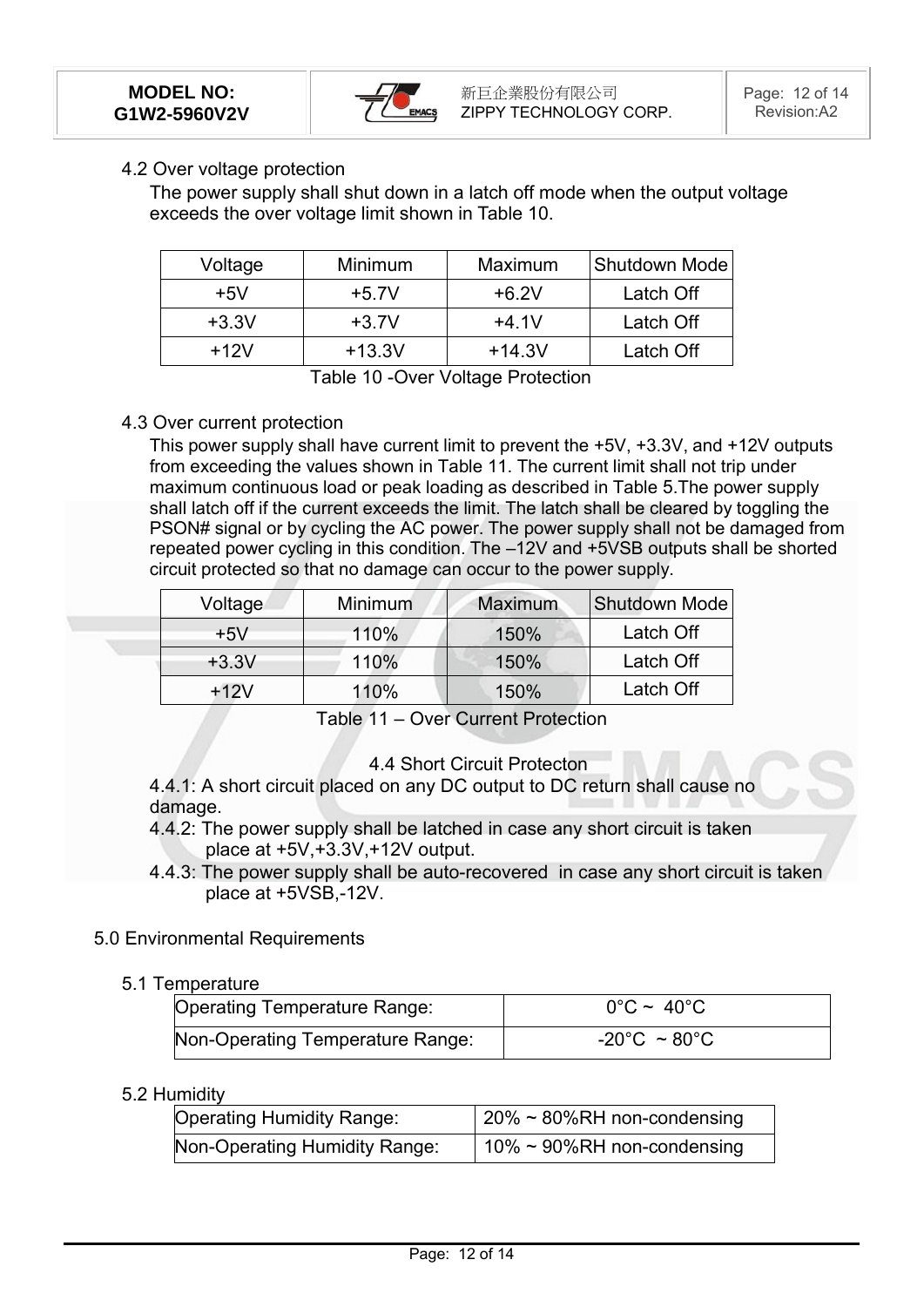## 4.2 Over voltage protection

The power supply shall shut down in a latch off mode when the output voltage exceeds the over voltage limit shown in Table 10.

| Voltage | Minimum | Maximum | Shutdown Mode |
|---|---|---|---|
| +5V | +5.7V | +6.2V | Latch Off |
| +3.3V | +3.7V | +4.1V | Latch Off |
| +12V | +13.3V | +14.3V | Latch Off |

Table 10 -Over Voltage Protection

## 4.3 Over current protection

This power supply shall have current limit to prevent the +5V, +3.3V, and +12V outputs from exceeding the values shown in Table 11. The current limit shall not trip under maximum continuous load or peak loading as described in Table 5.The power supply shall latch off if the current exceeds the limit. The latch shall be cleared by toggling the PSON# signal or by cycling the AC power. The power supply shall not be damaged from repeated power cycling in this condition. The –12V and +5VSB outputs shall be shorted circuit protected so that no damage can occur to the power supply.

| Voltage | Minimum | Maximum | Shutdown Mode |
|---|---|---|---|
| +5V | 110% | 150% | Latch Off |
| +3.3V | 110% | 150% | Latch Off |
| +12V | 110% | 150% | Latch Off |

Table 11 – Over Current Protection

## 4.4 Short Circuit Protecton

4.4.1: A short circuit placed on any DC output to DC return shall cause no damage.

4.4.2: The power supply shall be latched in case any short circuit is taken place at +5V,+3.3V,+12V output.

4.4.3: The power supply shall be auto-recovered in case any short circuit is taken place at +5VSB,-12V.

# 5.0 Environmental Requirements

## 5.1 Temperature

| Operating Temperature Range: | 0°C ~ 40°C |
|---|---|
| Non-Operating Temperature Range: | -20°C ~ 80°C |

## 5.2 Humidity

| Operating Humidity Range: | 20% ~ 80%RH non-condensing |
|---|---|
| Non-Operating Humidity Range: | 10% ~ 90%RH non-condensing |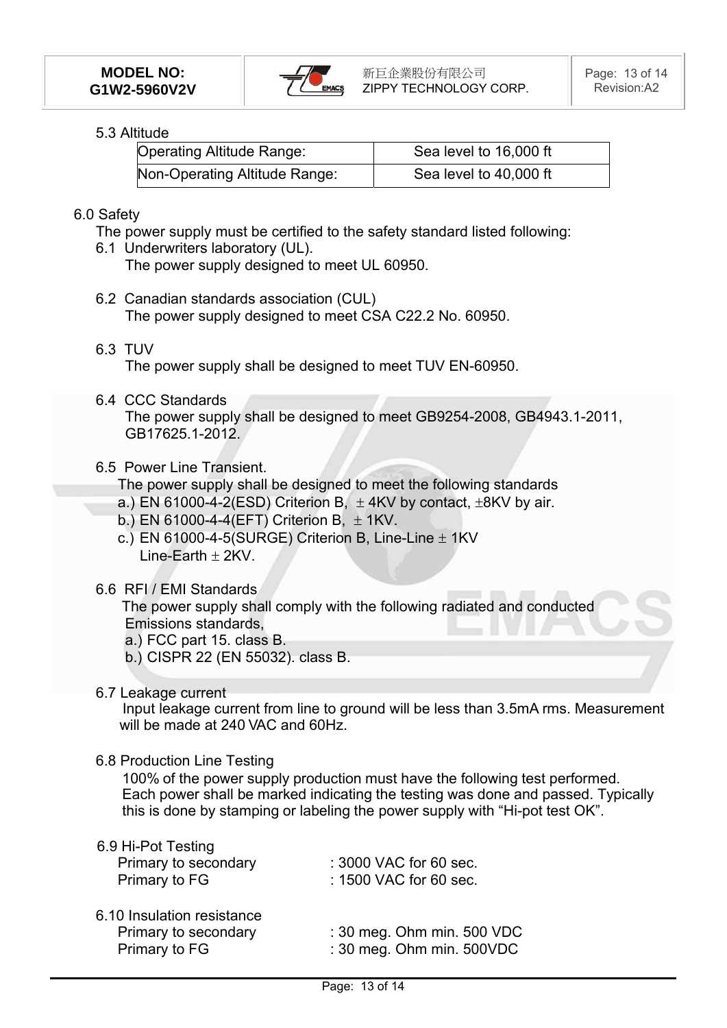### 5.3 Altitude

| Operating Altitude Range: | Sea level to 16,000 ft |
|---|---|
| Non-Operating Altitude Range: | Sea level to 40,000 ft |

## 6.0 Safety

The power supply must be certified to the safety standard listed following:

### 6.1 Underwriters laboratory (UL).

The power supply designed to meet UL 60950.

### 6.2 Canadian standards association (CUL)

The power supply designed to meet CSA C22.2 No. 60950.

### 6.3 TUV

The power supply shall be designed to meet TUV EN-60950.

### 6.4 CCC Standards

The power supply shall be designed to meet GB9254-2008, GB4943.1-2011, GB17625.1-2012.

### 6.5 Power Line Transient.

The power supply shall be designed to meet the following standards

a.) EN 61000-4-2(ESD) Criterion B, ± 4KV by contact, ±8KV by air.
b.) EN 61000-4-4(EFT) Criterion B, ± 1KV.
c.) EN 61000-4-5(SURGE) Criterion B, Line-Line ± 1KV
Line-Earth ± 2KV.

### 6.6 RFI / EMI Standards

The power supply shall comply with the following radiated and conducted Emissions standards,

a.) FCC part 15. class B.
b.) CISPR 22 (EN 55032). class B.

### 6.7 Leakage current

Input leakage current from line to ground will be less than 3.5mA rms. Measurement will be made at 240 VAC and 60Hz.

### 6.8 Production Line Testing

100% of the power supply production must have the following test performed. Each power shall be marked indicating the testing was done and passed. Typically this is done by stamping or labeling the power supply with “Hi-pot test OK”.

### 6.9 Hi-Pot Testing

| | |
|---|---|
| Primary to secondary | : 3000 VAC for 60 sec. |
| Primary to FG | : 1500 VAC for 60 sec. |

### 6.10 Insulation resistance

| | |
|---|---|
| Primary to secondary | : 30 meg. Ohm min. 500 VDC |
| Primary to FG | : 30 meg. Ohm min. 500VDC |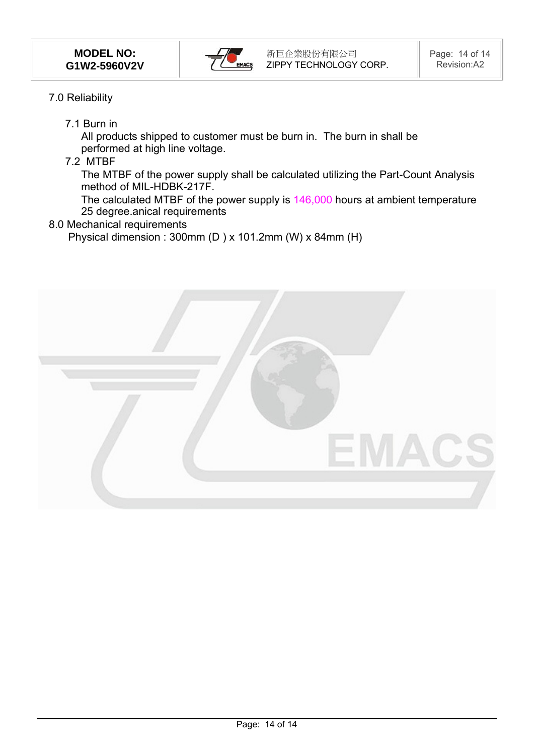## 7.0 Reliability

### 7.1 Burn in

All products shipped to customer must be burn in. The burn in shall be performed at high line voltage.

### 7.2 MTBF

The MTBF of the power supply shall be calculated utilizing the Part-Count Analysis method of MIL-HDBK-217F.

The calculated MTBF of the power supply is 146,000 hours at ambient temperature 25 degree.anical requirements

## 8.0 Mechanical requirements

Physical dimension : 300mm (D ) x 101.2mm (W) x 84mm (H)